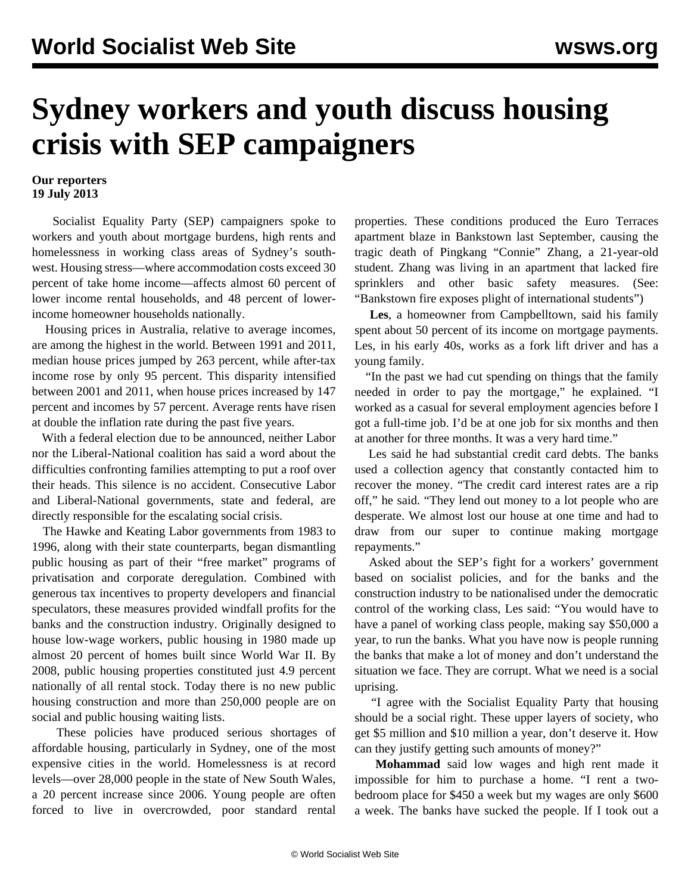# Sydney workers and youth discuss housing crisis with SEP campaigners

**Our reporters**
**19 July 2013**

Socialist Equality Party (SEP) campaigners spoke to workers and youth about mortgage burdens, high rents and homelessness in working class areas of Sydney's south-west. Housing stress—where accommodation costs exceed 30 percent of take home income—affects almost 60 percent of lower income rental households, and 48 percent of lower-income homeowner households nationally.

Housing prices in Australia, relative to average incomes, are among the highest in the world. Between 1991 and 2011, median house prices jumped by 263 percent, while after-tax income rose by only 95 percent. This disparity intensified between 2001 and 2011, when house prices increased by 147 percent and incomes by 57 percent. Average rents have risen at double the inflation rate during the past five years.

With a federal election due to be announced, neither Labor nor the Liberal-National coalition has said a word about the difficulties confronting families attempting to put a roof over their heads. This silence is no accident. Consecutive Labor and Liberal-National governments, state and federal, are directly responsible for the escalating social crisis.

The Hawke and Keating Labor governments from 1983 to 1996, along with their state counterparts, began dismantling public housing as part of their "free market" programs of privatisation and corporate deregulation. Combined with generous tax incentives to property developers and financial speculators, these measures provided windfall profits for the banks and the construction industry. Originally designed to house low-wage workers, public housing in 1980 made up almost 20 percent of homes built since World War II. By 2008, public housing properties constituted just 4.9 percent nationally of all rental stock. Today there is no new public housing construction and more than 250,000 people are on social and public housing waiting lists.

These policies have produced serious shortages of affordable housing, particularly in Sydney, one of the most expensive cities in the world. Homelessness is at record levels—over 28,000 people in the state of New South Wales, a 20 percent increase since 2006. Young people are often forced to live in overcrowded, poor standard rental properties. These conditions produced the Euro Terraces apartment blaze in Bankstown last September, causing the tragic death of Pingkang "Connie" Zhang, a 21-year-old student. Zhang was living in an apartment that lacked fire sprinklers and other basic safety measures. (See: "Bankstown fire exposes plight of international students")

**Les**, a homeowner from Campbelltown, said his family spent about 50 percent of its income on mortgage payments. Les, in his early 40s, works as a fork lift driver and has a young family.

"In the past we had cut spending on things that the family needed in order to pay the mortgage," he explained. "I worked as a casual for several employment agencies before I got a full-time job. I'd be at one job for six months and then at another for three months. It was a very hard time."

Les said he had substantial credit card debts. The banks used a collection agency that constantly contacted him to recover the money. "The credit card interest rates are a rip off," he said. "They lend out money to a lot people who are desperate. We almost lost our house at one time and had to draw from our super to continue making mortgage repayments."

Asked about the SEP's fight for a workers' government based on socialist policies, and for the banks and the construction industry to be nationalised under the democratic control of the working class, Les said: "You would have to have a panel of working class people, making say $50,000 a year, to run the banks. What you have now is people running the banks that make a lot of money and don't understand the situation we face. They are corrupt. What we need is a social uprising.

"I agree with the Socialist Equality Party that housing should be a social right. These upper layers of society, who get $5 million and $10 million a year, don't deserve it. How can they justify getting such amounts of money?"

**Mohammad** said low wages and high rent made it impossible for him to purchase a home. "I rent a two-bedroom place for $450 a week but my wages are only $600 a week. The banks have sucked the people. If I took out a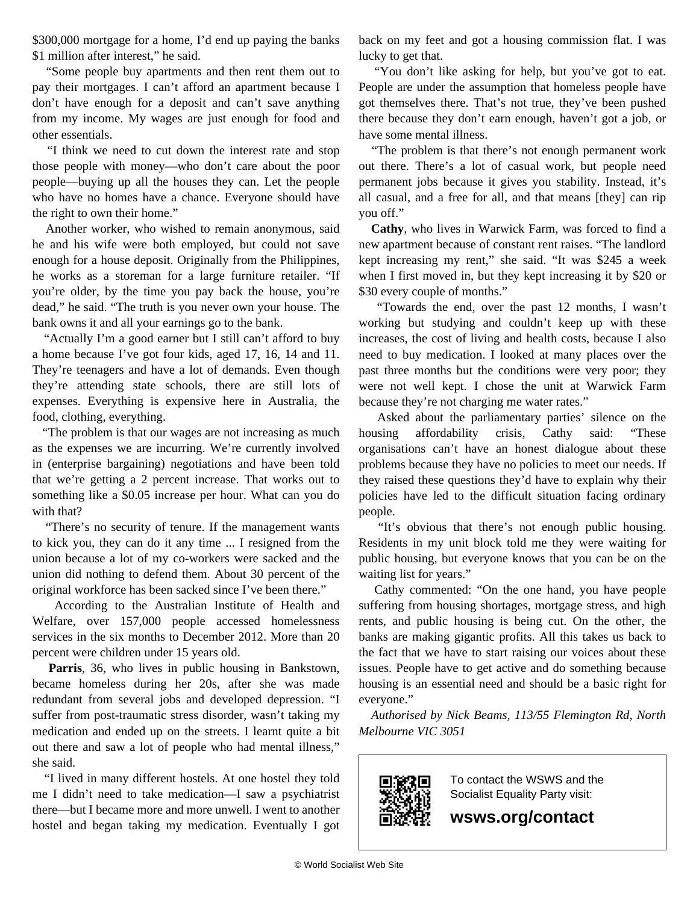$300,000 mortgage for a home, I'd end up paying the banks $1 million after interest," he said.

"Some people buy apartments and then rent them out to pay their mortgages. I can't afford an apartment because I don't have enough for a deposit and can't save anything from my income. My wages are just enough for food and other essentials.

"I think we need to cut down the interest rate and stop those people with money—who don't care about the poor people—buying up all the houses they can. Let the people who have no homes have a chance. Everyone should have the right to own their home."

Another worker, who wished to remain anonymous, said he and his wife were both employed, but could not save enough for a house deposit. Originally from the Philippines, he works as a storeman for a large furniture retailer. "If you're older, by the time you pay back the house, you're dead," he said. "The truth is you never own your house. The bank owns it and all your earnings go to the bank.

"Actually I'm a good earner but I still can't afford to buy a home because I've got four kids, aged 17, 16, 14 and 11. They're teenagers and have a lot of demands. Even though they're attending state schools, there are still lots of expenses. Everything is expensive here in Australia, the food, clothing, everything.

"The problem is that our wages are not increasing as much as the expenses we are incurring. We're currently involved in (enterprise bargaining) negotiations and have been told that we're getting a 2 percent increase. That works out to something like a $0.05 increase per hour. What can you do with that?

"There's no security of tenure. If the management wants to kick you, they can do it any time ... I resigned from the union because a lot of my co-workers were sacked and the union did nothing to defend them. About 30 percent of the original workforce has been sacked since I've been there."

According to the Australian Institute of Health and Welfare, over 157,000 people accessed homelessness services in the six months to December 2012. More than 20 percent were children under 15 years old.

**Parris**, 36, who lives in public housing in Bankstown, became homeless during her 20s, after she was made redundant from several jobs and developed depression. "I suffer from post-traumatic stress disorder, wasn't taking my medication and ended up on the streets. I learnt quite a bit out there and saw a lot of people who had mental illness," she said.

"I lived in many different hostels. At one hostel they told me I didn't need to take medication—I saw a psychiatrist there—but I became more and more unwell. I went to another hostel and began taking my medication. Eventually I got back on my feet and got a housing commission flat. I was lucky to get that.

"You don't like asking for help, but you've got to eat. People are under the assumption that homeless people have got themselves there. That's not true, they've been pushed there because they don't earn enough, haven't got a job, or have some mental illness.

"The problem is that there's not enough permanent work out there. There's a lot of casual work, but people need permanent jobs because it gives you stability. Instead, it's all casual, and a free for all, and that means [they] can rip you off."

**Cathy**, who lives in Warwick Farm, was forced to find a new apartment because of constant rent raises. "The landlord kept increasing my rent," she said. "It was $245 a week when I first moved in, but they kept increasing it by $20 or $30 every couple of months."

"Towards the end, over the past 12 months, I wasn't working but studying and couldn't keep up with these increases, the cost of living and health costs, because I also need to buy medication. I looked at many places over the past three months but the conditions were very poor; they were not well kept. I chose the unit at Warwick Farm because they're not charging me water rates."

Asked about the parliamentary parties' silence on the housing affordability crisis, Cathy said: "These organisations can't have an honest dialogue about these problems because they have no policies to meet our needs. If they raised these questions they'd have to explain why their policies have led to the difficult situation facing ordinary people.

"It's obvious that there's not enough public housing. Residents in my unit block told me they were waiting for public housing, but everyone knows that you can be on the waiting list for years."

Cathy commented: "On the one hand, you have people suffering from housing shortages, mortgage stress, and high rents, and public housing is being cut. On the other, the banks are making gigantic profits. All this takes us back to the fact that we have to start raising our voices about these issues. People have to get active and do something because housing is an essential need and should be a basic right for everyone."

*Authorised by Nick Beams, 113/55 Flemington Rd, North Melbourne VIC 3051*

To contact the WSWS and the Socialist Equality Party visit:

**wsws.org/contact**